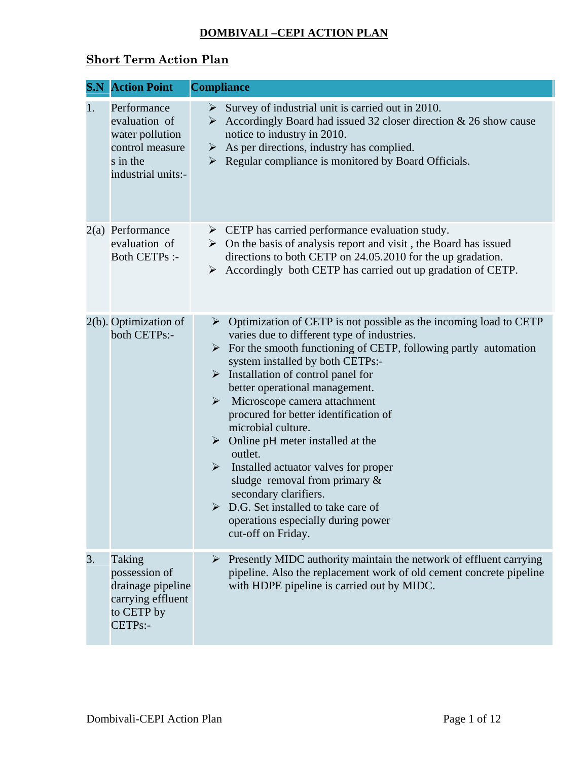# DOMBIVALI –CEPI ACTION PLAN

## Short Term Action Plan

| S.N | Action Point | Compliance |
|---|---|---|
| 1. | Performance evaluation of water pollution control measure s in the industrial units:- | ➢ Survey of industrial unit is carried out in 2010.<br>➢ Accordingly Board had issued 32 closer direction & 26 show cause notice to industry in 2010.<br>➢ As per directions, industry has complied.<br>➢ Regular compliance is monitored by Board Officials. |
| 2(a) | Performance evaluation of Both CETPs :- | ➢ CETP has carried performance evaluation study.<br>➢ On the basis of analysis report and visit , the Board has issued directions to both CETP on 24.05.2010 for the up gradation.<br>➢ Accordingly both CETP has carried out up gradation of CETP. |
| 2(b). | Optimization of both CETPs:- | ➢ Optimization of CETP is not possible as the incoming load to CETP varies due to different type of industries.<br>➢ For the smooth functioning of CETP, following partly automation system installed by both CETPs:-<br>➢ Installation of control panel for better operational management.<br>➢ Microscope camera attachment procured for better identification of microbial culture.<br>➢ Online pH meter installed at the outlet.<br>➢ Installed actuator valves for proper sludge removal from primary & secondary clarifiers.<br>➢ D.G. Set installed to take care of operations especially during power cut-off on Friday. |
| 3. | Taking possession of drainage pipeline carrying effluent to CETP by CETPs:- | ➢ Presently MIDC authority maintain the network of effluent carrying pipeline. Also the replacement work of old cement concrete pipeline with HDPE pipeline is carried out by MIDC. |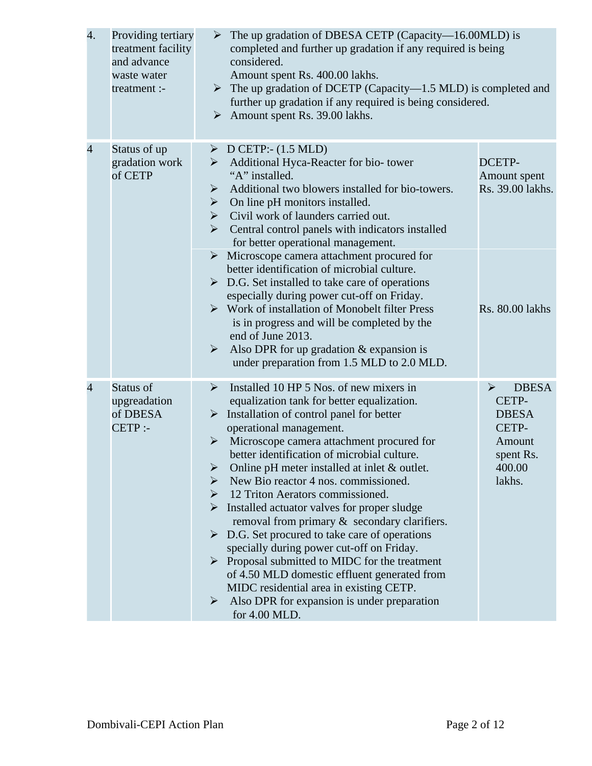| | | | |
|---|---|---|---|
| 4. | Providing tertiary treatment facility and advance waste water treatment :- | ➢ The up gradation of DBESA CETP (Capacity—16.00MLD) is completed and further up gradation if any required is being considered.<br>Amount spent Rs. 400.00 lakhs.<br>➢ The up gradation of DCETP (Capacity—1.5 MLD) is completed and further up gradation if any required is being considered.<br>➢ Amount spent Rs. 39.00 lakhs. | |
| 4 | Status of up gradation work of CETP | ➢ D CETP:- (1.5 MLD)<br>➢ Additional Hyca-Reacter for bio- tower "A" installed.<br>➢ Additional two blowers installed for bio-towers.<br>➢ On line pH monitors installed.<br>➢ Civil work of launders carried out.<br>➢ Central control panels with indicators installed for better operational management. | DCETP- Amount spent Rs. 39.00 lakhs. |
| | | ➢ Microscope camera attachment procured for better identification of microbial culture.<br>➢ D.G. Set installed to take care of operations especially during power cut-off on Friday.<br>➢ Work of installation of Monobelt filter Press is in progress and will be completed by the end of June 2013.<br>➢ Also DPR for up gradation & expansion is under preparation from 1.5 MLD to 2.0 MLD. | Rs. 80.00 lakhs |
| 4 | Status of upgreadation of DBESA CETP :- | ➢ Installed 10 HP 5 Nos. of new mixers in equalization tank for better equalization.<br>➢ Installation of control panel for better operational management.<br>➢ Microscope camera attachment procured for better identification of microbial culture.<br>➢ Online pH meter installed at inlet & outlet.<br>➢ New Bio reactor 4 nos. commissioned.<br>➢ 12 Triton Aerators commissioned.<br>➢ Installed actuator valves for proper sludge removal from primary & secondary clarifiers.<br>➢ D.G. Set procured to take care of operations specially during power cut-off on Friday.<br>➢ Proposal submitted to MIDC for the treatment of 4.50 MLD domestic effluent generated from MIDC residential area in existing CETP.<br>➢ Also DPR for expansion is under preparation for 4.00 MLD. | ➢ DBESA CETP- DBESA CETP- Amount spent Rs. 400.00 lakhs. |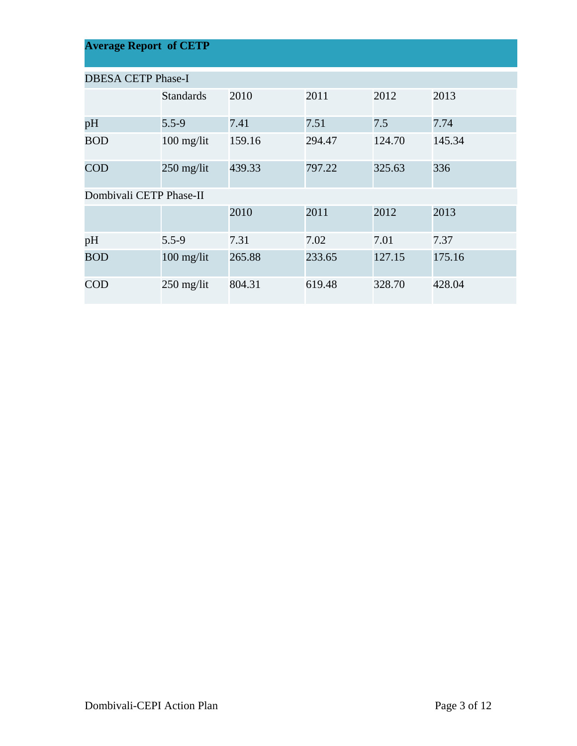## Average Report of CETP

| DBESA CETP Phase-I | | | | | |
|---|---|---|---|---|---|
| | Standards | 2010 | 2011 | 2012 | 2013 |
| pH | 5.5-9 | 7.41 | 7.51 | 7.5 | 7.74 |
| BOD | 100 mg/lit | 159.16 | 294.47 | 124.70 | 145.34 |
| COD | 250 mg/lit | 439.33 | 797.22 | 325.63 | 336 |
| **Dombivali CETP Phase-II** | | | | | |
| | | 2010 | 2011 | 2012 | 2013 |
| pH | 5.5-9 | 7.31 | 7.02 | 7.01 | 7.37 |
| BOD | 100 mg/lit | 265.88 | 233.65 | 127.15 | 175.16 |
| COD | 250 mg/lit | 804.31 | 619.48 | 328.70 | 428.04 |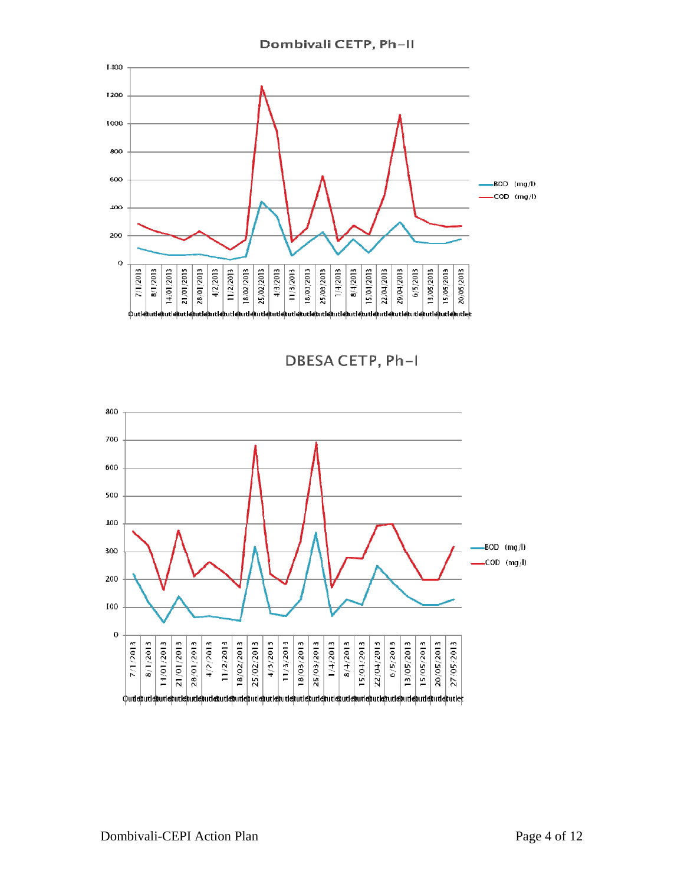## Dombivali CETP, Ph-II

## DBESA CETP, Ph-I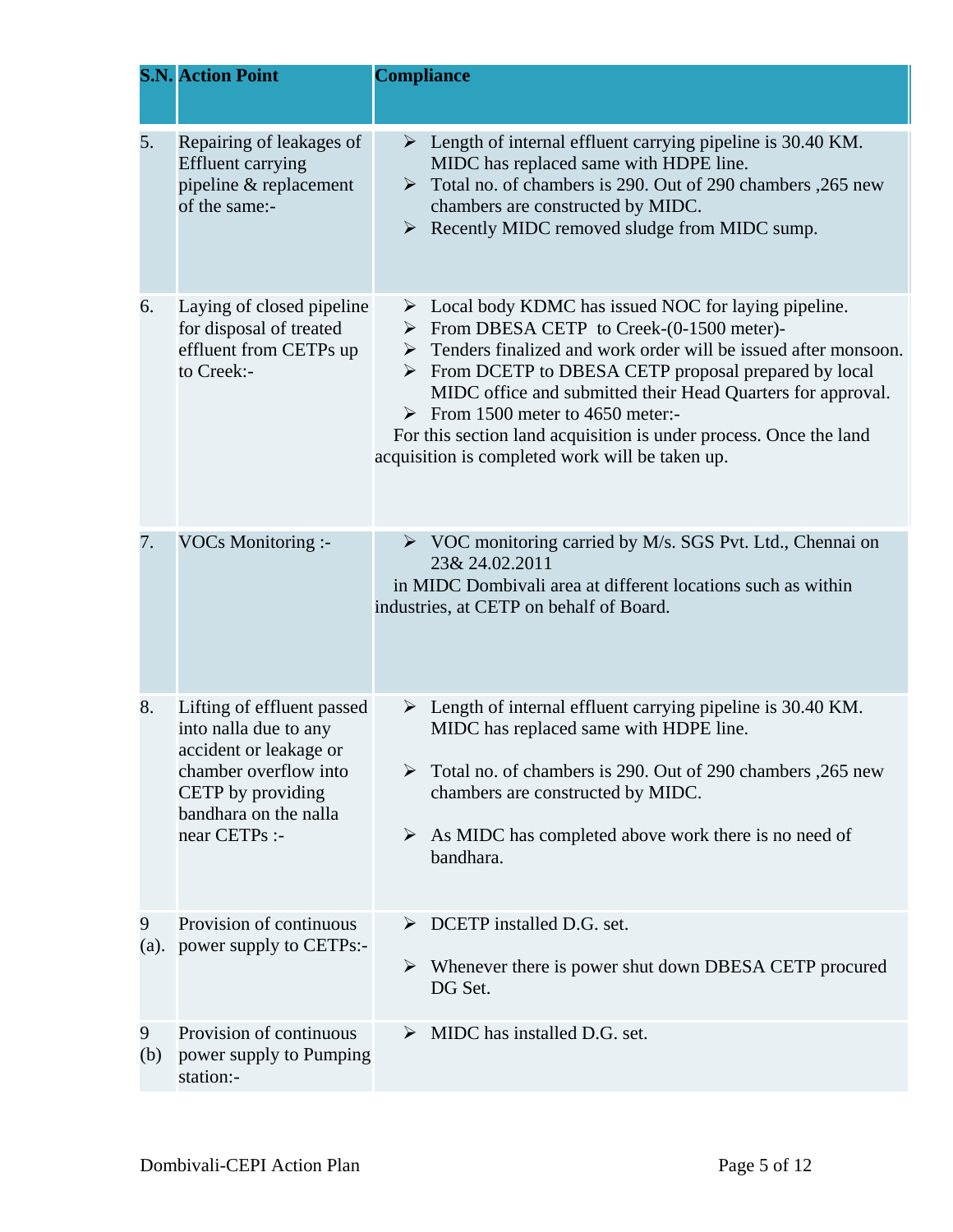| S.N. | Action Point | Compliance |
|---|---|---|
| 5. | Repairing of leakages of Effluent carrying pipeline & replacement of the same:- | ➢ Length of internal effluent carrying pipeline is 30.40 KM. MIDC has replaced same with HDPE line.<br>➢ Total no. of chambers is 290. Out of 290 chambers ,265 new chambers are constructed by MIDC.<br>➢ Recently MIDC removed sludge from MIDC sump. |
| 6. | Laying of closed pipeline for disposal of treated effluent from CETPs up to Creek:- | ➢ Local body KDMC has issued NOC for laying pipeline.<br>➢ From DBESA CETP to Creek-(0-1500 meter)-<br>➢ Tenders finalized and work order will be issued after monsoon.<br>➢ From DCETP to DBESA CETP proposal prepared by local MIDC office and submitted their Head Quarters for approval.<br>➢ From 1500 meter to 4650 meter:-<br>For this section land acquisition is under process. Once the land acquisition is completed work will be taken up. |
| 7. | VOCs Monitoring :- | ➢ VOC monitoring carried by M/s. SGS Pvt. Ltd., Chennai on 23& 24.02.2011<br>in MIDC Dombivali area at different locations such as within industries, at CETP on behalf of Board. |
| 8. | Lifting of effluent passed into nalla due to any accident or leakage or chamber overflow into CETP by providing bandhara on the nalla near CETPs :- | ➢ Length of internal effluent carrying pipeline is 30.40 KM. MIDC has replaced same with HDPE line.<br>➢ Total no. of chambers is 290. Out of 290 chambers ,265 new chambers are constructed by MIDC.<br>➢ As MIDC has completed above work there is no need of bandhara. |
| 9 (a). | Provision of continuous power supply to CETPs:- | ➢ DCETP installed D.G. set.<br>➢ Whenever there is power shut down DBESA CETP procured DG Set. |
| 9 (b) | Provision of continuous power supply to Pumping station:- | ➢ MIDC has installed D.G. set. |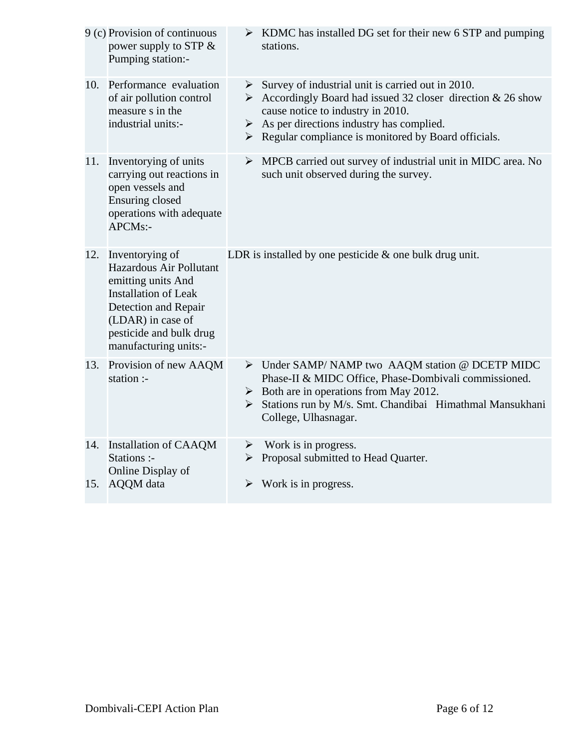| | | |
|---|---|---|
| 9 (c) | Provision of continuous power supply to STP & Pumping station:- | ➢ KDMC has installed DG set for their new 6 STP and pumping stations. |
| 10. | Performance evaluation of air pollution control measure s in the industrial units:- | ➢ Survey of industrial unit is carried out in 2010.<br>➢ Accordingly Board had issued 32 closer direction & 26 show cause notice to industry in 2010.<br>➢ As per directions industry has complied.<br>➢ Regular compliance is monitored by Board officials. |
| 11. | Inventorying of units carrying out reactions in open vessels and Ensuring closed operations with adequate APCMs:- | ➢ MPCB carried out survey of industrial unit in MIDC area. No such unit observed during the survey. |
| 12. | Inventorying of Hazardous Air Pollutant emitting units And Installation of Leak Detection and Repair (LDAR) in case of pesticide and bulk drug manufacturing units:- | LDR is installed by one pesticide & one bulk drug unit. |
| 13. | Provision of new AAQM station :- | ➢ Under SAMP/ NAMP two AAQM station @ DCETP MIDC Phase-II & MIDC Office, Phase-Dombivali commissioned.<br>➢ Both are in operations from May 2012.<br>➢ Stations run by M/s. Smt. Chandibai Himathmal Mansukhani College, Ulhasnagar. |
| 14. | Installation of CAAQM Stations :- | ➢ Work is in progress.<br>➢ Proposal submitted to Head Quarter. |
| 15. | Online Display of AQQM data | ➢ Work is in progress. |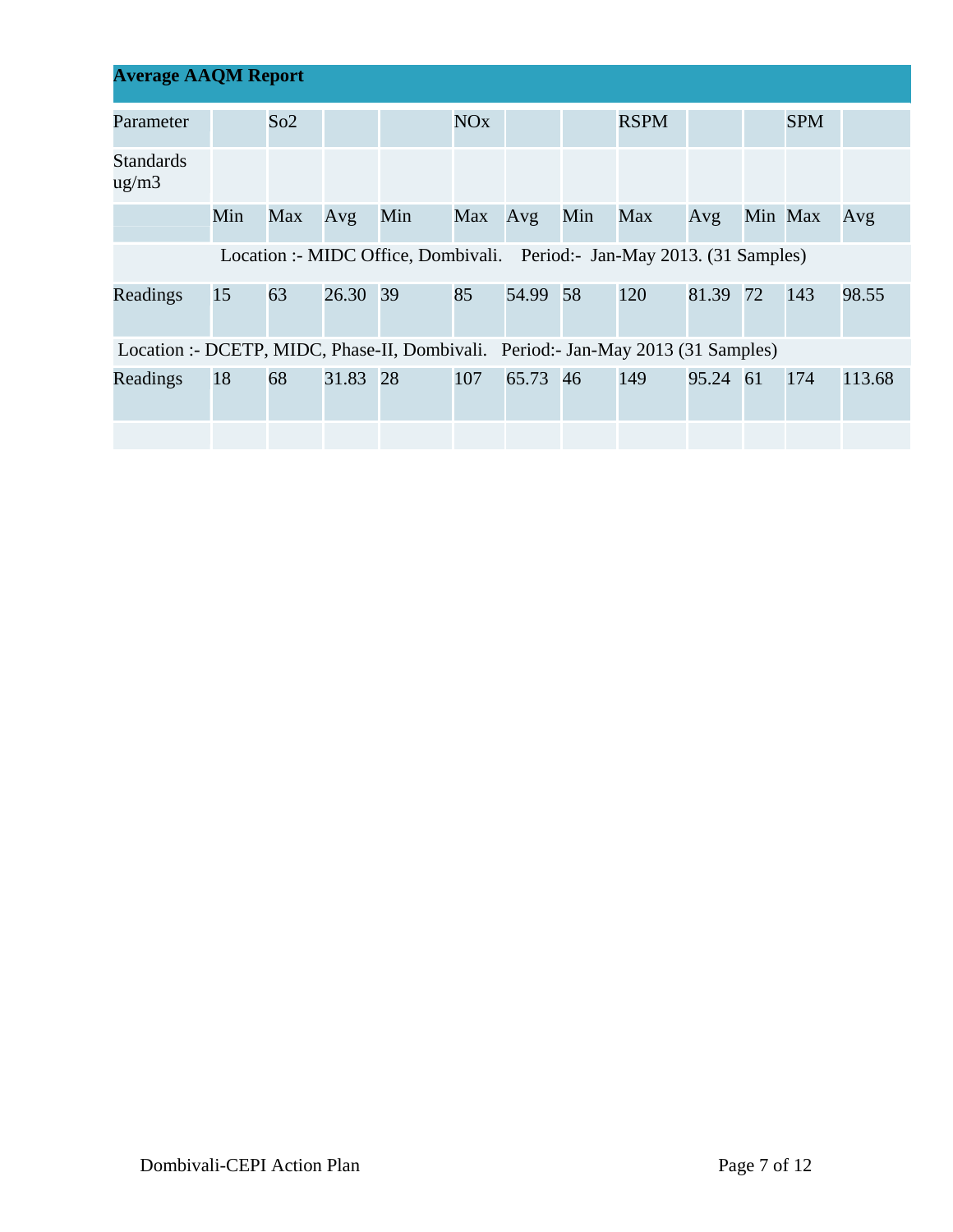**Average AAQM Report**

| Parameter | | So2 | | | NOx | | | RSPM | | | SPM | |
|---|---|---|---|---|---|---|---|---|---|---|---|---|
| Standards ug/m3 | | | | | | | | | | | | |
| | Min | Max | Avg | Min | Max | Avg | Min | Max | Avg | Min | Max | Avg |
| Location :- MIDC Office, Dombivali. Period:- Jan-May 2013. (31 Samples) | | | | | | | | | | | | |
| Readings | 15 | 63 | 26.30 | 39 | 85 | 54.99 | 58 | 120 | 81.39 | 72 | 143 | 98.55 |
| Location :- DCETP, MIDC, Phase-II, Dombivali. Period:- Jan-May 2013 (31 Samples) | | | | | | | | | | | | |
| Readings | 18 | 68 | 31.83 | 28 | 107 | 65.73 | 46 | 149 | 95.24 | 61 | 174 | 113.68 |
| | | | | | | | | | | | | |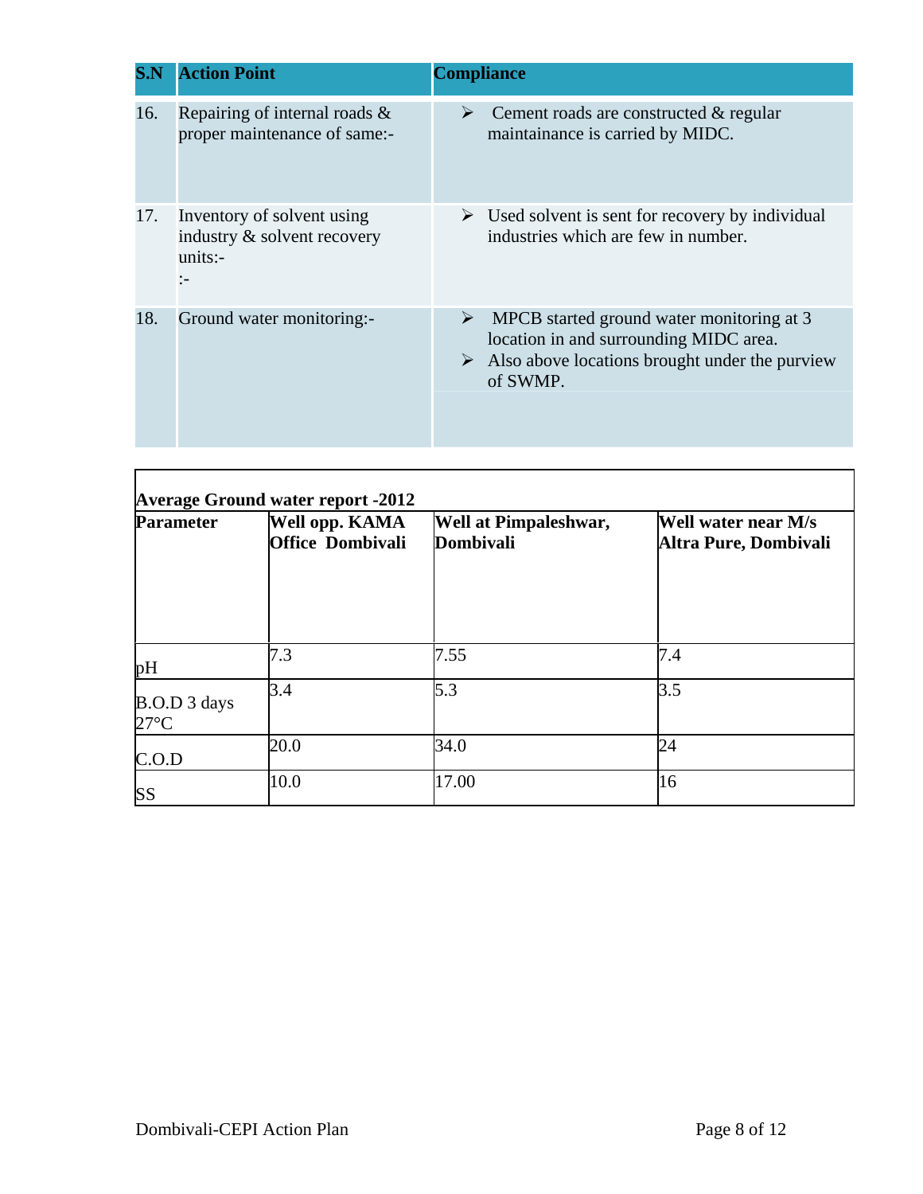| S.N | Action Point | Compliance |
|---|---|---|
| 16. | Repairing of internal roads & proper maintenance of same:- | ➢ Cement roads are constructed & regular maintainance is carried by MIDC. |
| 17. | Inventory of solvent using industry & solvent recovery units:- :- | ➢ Used solvent is sent for recovery by individual industries which are few in number. |
| 18. | Ground water monitoring:- | ➢ MPCB started ground water monitoring at 3 location in and surrounding MIDC area. ➢ Also above locations brought under the purview of SWMP. |

**Average Ground water report -2012**

| Parameter | Well opp. KAMA Office Dombivali | Well at Pimpaleshwar, Dombivali | Well water near M/s Altra Pure, Dombivali |
|---|---|---|---|
| pH | 7.3 | 7.55 | 7.4 |
| B.O.D 3 days 27°C | 3.4 | 5.3 | 3.5 |
| C.O.D | 20.0 | 34.0 | 24 |
| SS | 10.0 | 17.00 | 16 |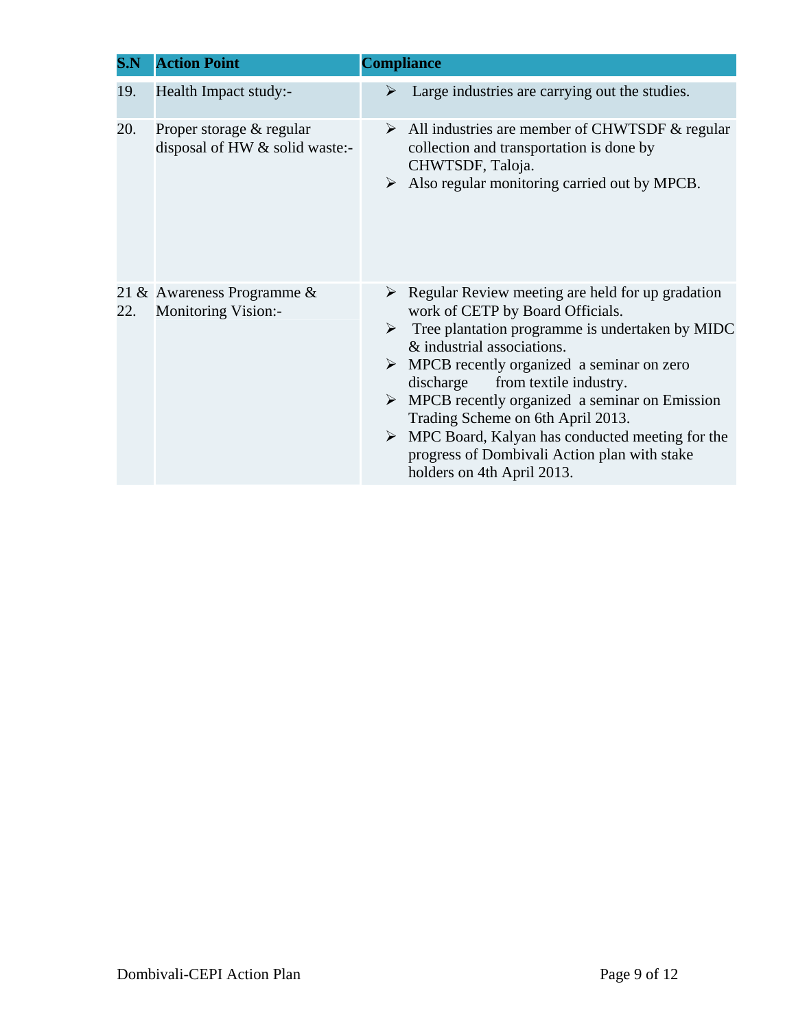| S.N | Action Point | Compliance |
|---|---|---|
| 19. | Health Impact study:- | ➢ Large industries are carrying out the studies. |
| 20. | Proper storage & regular disposal of HW & solid waste:- | ➢ All industries are member of CHWTSDF & regular collection and transportation is done by CHWTSDF, Taloja.<br>➢ Also regular monitoring carried out by MPCB. |
| 21 & 22. | Awareness Programme & Monitoring Vision:- | ➢ Regular Review meeting are held for up gradation work of CETP by Board Officials.<br>➢ Tree plantation programme is undertaken by MIDC & industrial associations.<br>➢ MPCB recently organized a seminar on zero discharge from textile industry.<br>➢ MPCB recently organized a seminar on Emission Trading Scheme on 6th April 2013.<br>➢ MPC Board, Kalyan has conducted meeting for the progress of Dombivali Action plan with stake holders on 4th April 2013. |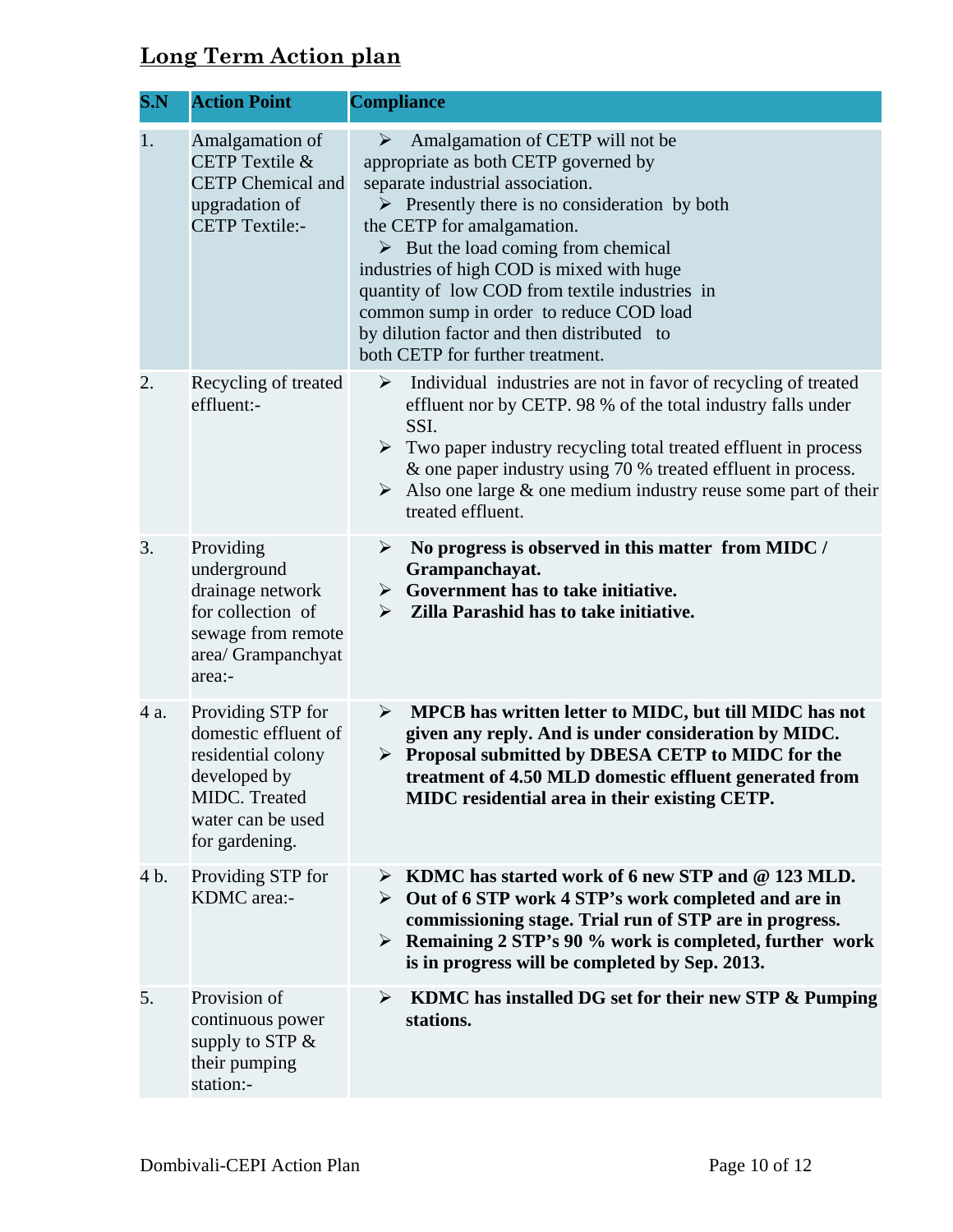## Long Term Action plan

| S.N | Action Point | Compliance |
|---|---|---|
| 1. | Amalgamation of CETP Textile & CETP Chemical and upgradation of CETP Textile:- | ➢ Amalgamation of CETP will not be appropriate as both CETP governed by separate industrial association. ➢ Presently there is no consideration by both the CETP for amalgamation. ➢ But the load coming from chemical industries of high COD is mixed with huge quantity of low COD from textile industries in common sump in order to reduce COD load by dilution factor and then distributed to both CETP for further treatment. |
| 2. | Recycling of treated effluent:- | ➢ Individual industries are not in favor of recycling of treated effluent nor by CETP. 98 % of the total industry falls under SSI. ➢ Two paper industry recycling total treated effluent in process & one paper industry using 70 % treated effluent in process. ➢ Also one large & one medium industry reuse some part of their treated effluent. |
| 3. | Providing underground drainage network for collection of sewage from remote area/ Grampanchyat area:- | ➢ **No progress is observed in this matter from MIDC / Grampanchayat.** ➢ **Government has to take initiative.** ➢ **Zilla Parashid has to take initiative.** |
| 4 a. | Providing STP for domestic effluent of residential colony developed by MIDC. Treated water can be used for gardening. | ➢ **MPCB has written letter to MIDC, but till MIDC has not given any reply. And is under consideration by MIDC.** ➢ **Proposal submitted by DBESA CETP to MIDC for the treatment of 4.50 MLD domestic effluent generated from MIDC residential area in their existing CETP.** |
| 4 b. | Providing STP for KDMC area:- | ➢ **KDMC has started work of 6 new STP and @ 123 MLD.** ➢ **Out of 6 STP work 4 STP's work completed and are in commissioning stage. Trial run of STP are in progress.** ➢ **Remaining 2 STP's 90 % work is completed, further work is in progress will be completed by Sep. 2013.** |
| 5. | Provision of continuous power supply to STP & their pumping station:- | ➢ **KDMC has installed DG set for their new STP & Pumping stations.** |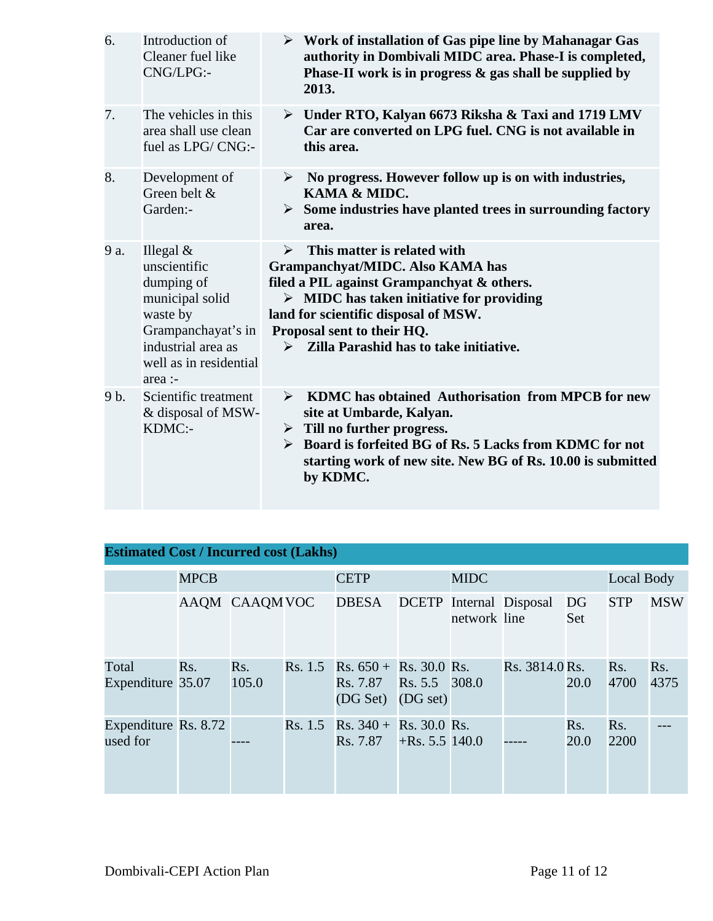| | | |
|---|---|---|
| 6. | Introduction of Cleaner fuel like CNG/LPG:- | ➢ **Work of installation of Gas pipe line by Mahanagar Gas authority in Dombivali MIDC area. Phase-I is completed, Phase-II work is in progress & gas shall be supplied by 2013.** |
| 7. | The vehicles in this area shall use clean fuel as LPG/ CNG:- | ➢ **Under RTO, Kalyan 6673 Riksha & Taxi and 1719 LMV Car are converted on LPG fuel. CNG is not available in this area.** |
| 8. | Development of Green belt & Garden:- | ➢ **No progress. However follow up is on with industries, KAMA & MIDC.**<br>➢ **Some industries have planted trees in surrounding factory area.** |
| 9 a. | Illegal & unscientific dumping of municipal solid waste by Grampanchayat's in industrial area as well as in residential area :- | ➢ **This matter is related with Grampanchyat/MIDC. Also KAMA has filed a PIL against Grampanchyat & others.**<br>➢ **MIDC has taken initiative for providing land for scientific disposal of MSW. Proposal sent to their HQ.**<br>➢ **Zilla Parashid has to take initiative.** |
| 9 b. | Scientific treatment & disposal of MSW-KDMC:- | ➢ **KDMC has obtained Authorisation from MPCB for new site at Umbarde, Kalyan.**<br>➢ **Till no further progress.**<br>➢ **Board is forfeited BG of Rs. 5 Lacks from KDMC for not starting work of new site. New BG of Rs. 10.00 is submitted by KDMC.** |

**Estimated Cost / Incurred cost (Lakhs)**

| | MPCB | | | CETP | | MIDC | | | Local Body | |
|---|---|---|---|---|---|---|---|---|---|---|
| | AAQM | CAAQM | VOC | DBESA | DCETP | Internal network | Disposal line | DG Set | STP | MSW |
| Total Expenditure | Rs. 35.07 | Rs. 105.0 | Rs. 1.5 | Rs. 650 + Rs. 7.87 (DG Set) | Rs. 30.0 Rs. 5.5 (DG set) | Rs. 308.0 | Rs. 3814.0 | Rs. 20.0 | Rs. 4700 | Rs. 4375 |
| Expenditure used for | Rs. 8.72 | ---- | Rs. 1.5 | Rs. 340 + Rs. 7.87 | Rs. 30.0 +Rs. 5.5 | Rs. 140.0 | ----- | Rs. 20.0 | Rs. 2200 | --- |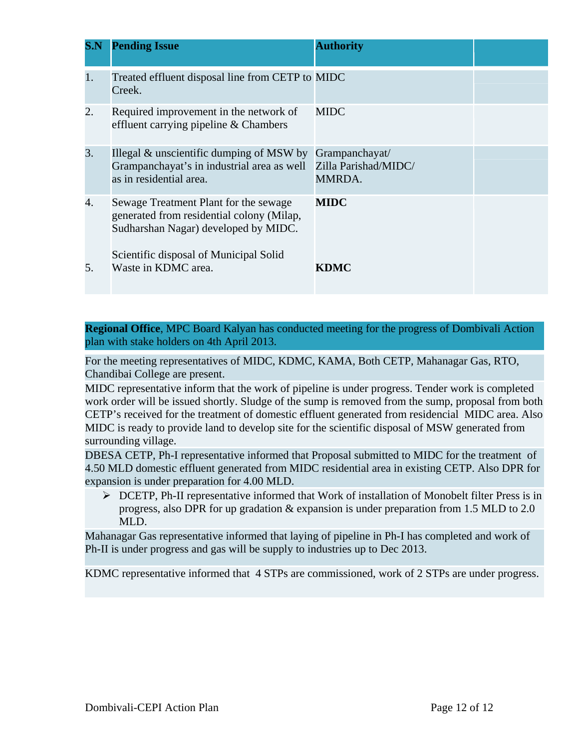| S.N | Pending Issue | Authority | |
|---|---|---|---|
| 1. | Treated effluent disposal line from CETP to Creek. | MIDC | |
| 2. | Required improvement in the network of effluent carrying pipeline & Chambers | MIDC | |
| 3. | Illegal & unscientific dumping of MSW by Grampanchayat's in industrial area as well as in residential area. | Grampanchayat/ Zilla Parishad/MIDC/ MMRDA. | |
| 4. | Sewage Treatment Plant for the sewage generated from residential colony (Milap, Sudharshan Nagar) developed by MIDC. | **MIDC** | |
| 5. | Scientific disposal of Municipal Solid Waste in KDMC area. | **KDMC** | |

**Regional Office**, MPC Board Kalyan has conducted meeting for the progress of Dombivali Action plan with stake holders on 4th April 2013.

For the meeting representatives of MIDC, KDMC, KAMA, Both CETP, Mahanagar Gas, RTO, Chandibai College are present.

MIDC representative inform that the work of pipeline is under progress. Tender work is completed work order will be issued shortly. Sludge of the sump is removed from the sump, proposal from both CETP's received for the treatment of domestic effluent generated from residencial MIDC area. Also MIDC is ready to provide land to develop site for the scientific disposal of MSW generated from surrounding village.

DBESA CETP, Ph-I representative informed that Proposal submitted to MIDC for the treatment of 4.50 MLD domestic effluent generated from MIDC residential area in existing CETP. Also DPR for expansion is under preparation for 4.00 MLD.

- DCETP, Ph-II representative informed that Work of installation of Monobelt filter Press is in progress, also DPR for up gradation & expansion is under preparation from 1.5 MLD to 2.0 MLD.

Mahanagar Gas representative informed that laying of pipeline in Ph-I has completed and work of Ph-II is under progress and gas will be supply to industries up to Dec 2013.

KDMC representative informed that 4 STPs are commissioned, work of 2 STPs are under progress.